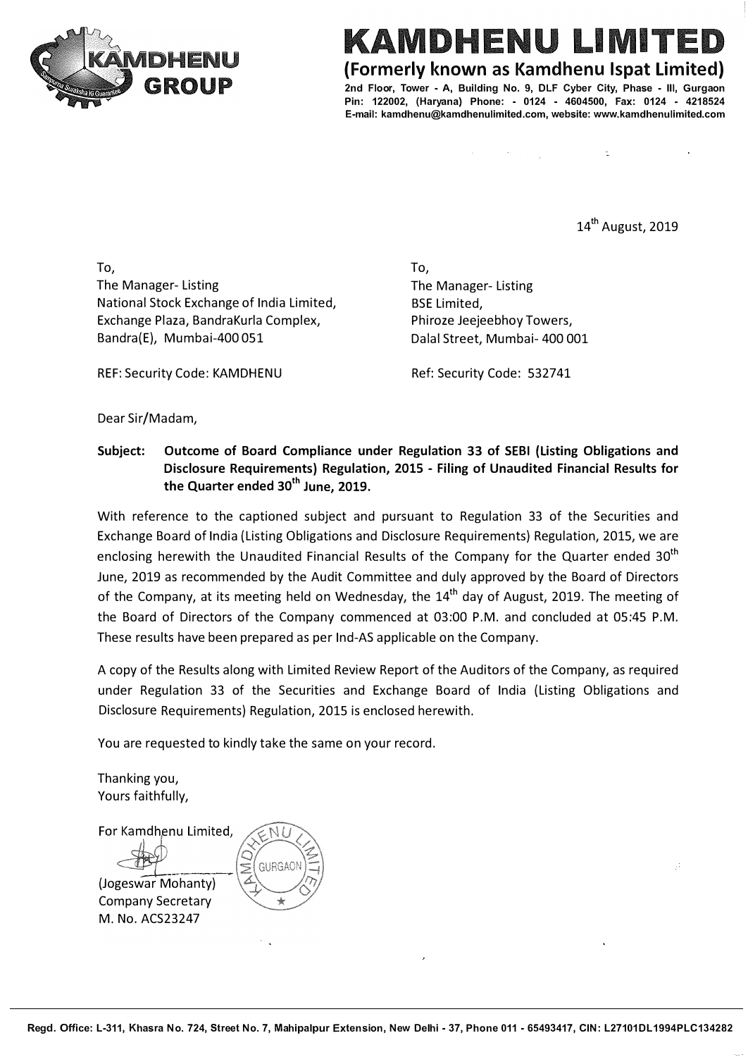# KAMDHENU LIMITED

**(Formerly known as Kamdhenu Ispat Limited)**

2nd Floor, Tower - A, Building No. 9, DLF Cyber City, Phase - III, Gurgaon Pin: 122002, (Haryana) Phone: - 0124 - 4604500, Fax: 0124 - 4218524
E-mail: kamdhenu@kamdhenulimited.com, website: www.kamdhenulimited.com

14th August, 2019

To,
The Manager- Listing
National Stock Exchange of India Limited,
Exchange Plaza, BandraKurla Complex,
Bandra(E), Mumbai-400 051

REF: Security Code: KAMDHENU

To,
The Manager- Listing
BSE Limited,
Phiroze Jeejeebhoy Towers,
Dalal Street, Mumbai- 400 001

Ref: Security Code: 532741

Dear Sir/Madam,

**Subject: Outcome of Board Compliance under Regulation 33 of SEBI (Listing Obligations and Disclosure Requirements) Regulation, 2015 - Filing of Unaudited Financial Results for the Quarter ended 30th June, 2019.**

With reference to the captioned subject and pursuant to Regulation 33 of the Securities and Exchange Board of India (Listing Obligations and Disclosure Requirements) Regulation, 2015, we are enclosing herewith the Unaudited Financial Results of the Company for the Quarter ended 30th June, 2019 as recommended by the Audit Committee and duly approved by the Board of Directors of the Company, at its meeting held on Wednesday, the 14th day of August, 2019. The meeting of the Board of Directors of the Company commenced at 03:00 P.M. and concluded at 05:45 P.M. These results have been prepared as per Ind-AS applicable on the Company.

A copy of the Results along with Limited Review Report of the Auditors of the Company, as required under Regulation 33 of the Securities and Exchange Board of India (Listing Obligations and Disclosure Requirements) Regulation, 2015 is enclosed herewith.

You are requested to kindly take the same on your record.

Thanking you,
Yours faithfully,

For Kamdhenu Limited,

(Jogeswar Mohanty)
Company Secretary
M. No. ACS23247

Regd. Office: L-311, Khasra No. 724, Street No. 7, Mahipalpur Extension, New Delhi - 37, Phone 011 - 65493417, CIN: L27101DL1994PLC134282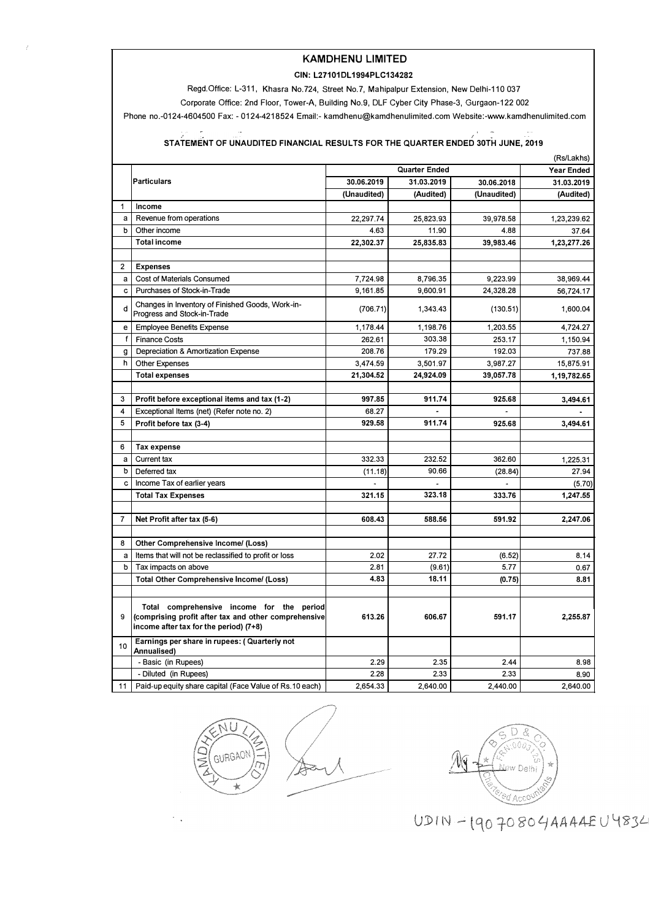# KAMDHENU LIMITED

**CIN: L27101DL1994PLC134282**

Regd.Office: L-311, Khasra No.724, Street No.7, Mahipalpur Extension, New Delhi-110 037

Corporate Office: 2nd Floor, Tower-A, Building No.9, DLF Cyber City Phase-3, Gurgaon-122 002

Phone no.-0124-4604500 Fax: - 0124-4218524 Email:- kamdhenu@kamdhenulimited.com Website:-www.kamdhenulimited.com

## STATEMENT OF UNAUDITED FINANCIAL RESULTS FOR THE QUARTER ENDED 30TH JUNE, 2019

(Rs/Lakhs)

| | Particulars | Quarter Ended | | | Year Ended |
|---|---|---|---|---|---|
| | | 30.06.2019 | 31.03.2019 | 30.06.2018 | 31.03.2019 |
| | | (Unaudited) | (Audited) | (Unaudited) | (Audited) |
| 1 | **Income** | | | | |
| a | Revenue from operations | 22,297.74 | 25,823.93 | 39,978.58 | 1,23,239.62 |
| b | Other income | 4.63 | 11.90 | 4.88 | 37.64 |
| | **Total income** | **22,302.37** | **25,835.83** | **39,983.46** | **1,23,277.26** |
| 2 | **Expenses** | | | | |
| a | Cost of Materials Consumed | 7,724.98 | 8,796.35 | 9,223.99 | 38,969.44 |
| c | Purchases of Stock-in-Trade | 9,161.85 | 9,600.91 | 24,328.28 | 56,724.17 |
| d | Changes in Inventory of Finished Goods, Work-in-Progress and Stock-in-Trade | (706.71) | 1,343.43 | (130.51) | 1,600.04 |
| e | Employee Benefits Expense | 1,178.44 | 1,198.76 | 1,203.55 | 4,724.27 |
| f | Finance Costs | 262.61 | 303.38 | 253.17 | 1,150.94 |
| g | Depreciation & Amortization Expense | 208.76 | 179.29 | 192.03 | 737.88 |
| h | Other Expenses | 3,474.59 | 3,501.97 | 3,987.27 | 15,875.91 |
| | **Total expenses** | **21,304.52** | **24,924.09** | **39,057.78** | **1,19,782.65** |
| 3 | **Profit before exceptional items and tax (1-2)** | **997.85** | **911.74** | **925.68** | **3,494.61** |
| 4 | Exceptional Items (net) (Refer note no. 2) | 68.27 | - | - | - |
| 5 | **Profit before tax (3-4)** | **929.58** | **911.74** | **925.68** | **3,494.61** |
| 6 | **Tax expense** | | | | |
| a | Current tax | 332.33 | 232.52 | 362.60 | 1,225.31 |
| b | Deferred tax | (11.18) | 90.66 | (28.84) | 27.94 |
| c | Income Tax of earlier years | - | - | - | (5.70) |
| | **Total Tax Expenses** | **321.15** | **323.18** | **333.76** | **1,247.55** |
| 7 | **Net Profit after tax (5-6)** | **608.43** | **588.56** | **591.92** | **2,247.06** |
| 8 | **Other Comprehensive Income/ (Loss)** | | | | |
| a | Items that will not be reclassified to profit or loss | 2.02 | 27.72 | (6.52) | 8.14 |
| b | Tax impacts on above | 2.81 | (9.61) | 5.77 | 0.67 |
| | **Total Other Comprehensive Income/ (Loss)** | **4.83** | **18.11** | **(0.75)** | **8.81** |
| 9 | **Total comprehensive income for the period (comprising profit after tax and other comprehensive income after tax for the period) (7+8)** | **613.26** | **606.67** | **591.17** | **2,255.87** |
| 10 | **Earnings per share in rupees: ( Quarterly not Annualised)** | | | | |
| | - Basic (in Rupees) | 2.29 | 2.35 | 2.44 | 8.98 |
| | - Diluted (in Rupees) | 2.28 | 2.33 | 2.33 | 8.90 |
| 11 | Paid-up equity share capital (Face Value of Rs.10 each) | 2,654.33 | 2,640.00 | 2,440.00 | 2,640.00 |

UDIN - 19070804AAAAEU4834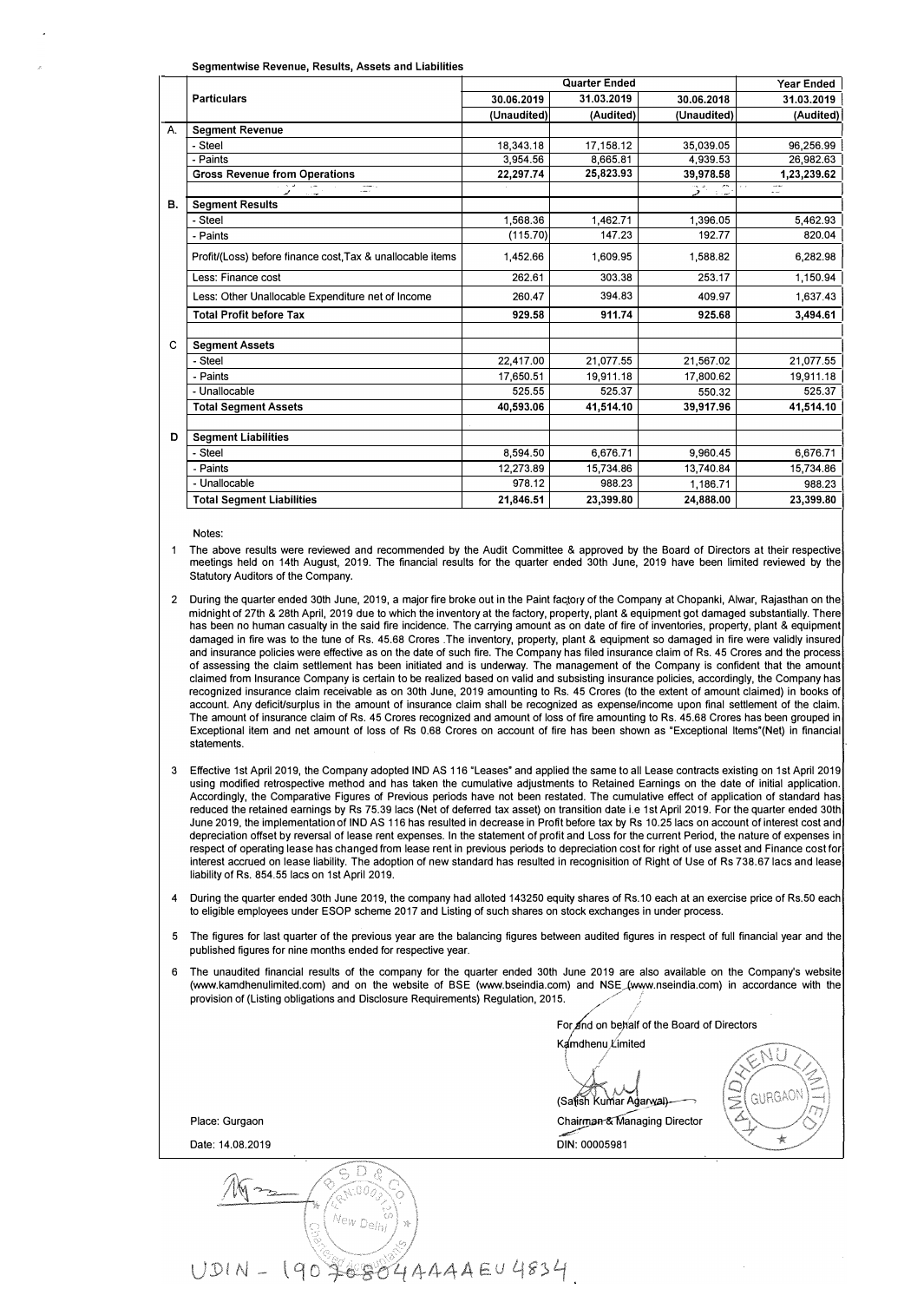**Segmentwise Revenue, Results, Assets and Liabilities**

| | Particulars | Quarter Ended | | | Year Ended |
|---|---|---|---|---|---|
| | | 30.06.2019 | 31.03.2019 | 30.06.2018 | 31.03.2019 |
| | | (Unaudited) | (Audited) | (Unaudited) | (Audited) |
| A. | **Segment Revenue** | | | | |
| | - Steel | 18,343.18 | 17,158.12 | 35,039.05 | 96,256.99 |
| | - Paints | 3,954.56 | 8,665.81 | 4,939.53 | 26,982.63 |
| | **Gross Revenue from Operations** | **22,297.74** | **25,823.93** | **39,978.58** | **1,23,239.62** |
| B. | **Segment Results** | | | | |
| | - Steel | 1,568.36 | 1,462.71 | 1,396.05 | 5,462.93 |
| | - Paints | (115.70) | 147.23 | 192.77 | 820.04 |
| | Profit/(Loss) before finance cost,Tax & unallocable items | 1,452.66 | 1,609.95 | 1,588.82 | 6,282.98 |
| | Less: Finance cost | 262.61 | 303.38 | 253.17 | 1,150.94 |
| | Less: Other Unallocable Expenditure net of Income | 260.47 | 394.83 | 409.97 | 1,637.43 |
| | **Total Profit before Tax** | **929.58** | **911.74** | **925.68** | **3,494.61** |
| C | **Segment Assets** | | | | |
| | - Steel | 22,417.00 | 21,077.55 | 21,567.02 | 21,077.55 |
| | - Paints | 17,650.51 | 19,911.18 | 17,800.62 | 19,911.18 |
| | - Unallocable | 525.55 | 525.37 | 550.32 | 525.37 |
| | **Total Segment Assets** | **40,593.06** | **41,514.10** | **39,917.96** | **41,514.10** |
| D | **Segment Liabilities** | | | | |
| | - Steel | 8,594.50 | 6,676.71 | 9,960.45 | 6,676.71 |
| | - Paints | 12,273.89 | 15,734.86 | 13,740.84 | 15,734.86 |
| | - Unallocable | 978.12 | 988.23 | 1,186.71 | 988.23 |
| | **Total Segment Liabilities** | **21,846.51** | **23,399.80** | **24,888.00** | **23,399.80** |

Notes:

1. The above results were reviewed and recommended by the Audit Committee & approved by the Board of Directors at their respective meetings held on 14th August, 2019. The financial results for the quarter ended 30th June, 2019 have been limited reviewed by the Statutory Auditors of the Company.

2. During the quarter ended 30th June, 2019, a major fire broke out in the Paint factory of the Company at Chopanki, Alwar, Rajasthan on the midnight of 27th & 28th April, 2019 due to which the inventory at the factory, property, plant & equipment got damaged substantially. There has been no human casualty in the said fire incidence. The carrying amount as on date of fire of inventories, property, plant & equipment damaged in fire was to the tune of Rs. 45.68 Crores .The inventory, property, plant & equipment so damaged in fire were validly insured and insurance policies were effective as on the date of such fire. The Company has filed insurance claim of Rs. 45 Crores and the process of assessing the claim settlement has been initiated and is underway. The management of the Company is confident that the amount claimed from Insurance Company is certain to be realized based on valid and subsisting insurance policies, accordingly, the Company has recognized insurance claim receivable as on 30th June, 2019 amounting to Rs. 45 Crores (to the extent of amount claimed) in books of account. Any deficit/surplus in the amount of insurance claim shall be recognized as expense/income upon final settlement of the claim. The amount of insurance claim of Rs. 45 Crores recognized and amount of loss of fire amounting to Rs. 45.68 Crores has been grouped in Exceptional item and net amount of loss of Rs 0.68 Crores on account of fire has been shown as "Exceptional Items"(Net) in financial statements.

3. Effective 1st April 2019, the Company adopted IND AS 116 "Leases" and applied the same to all Lease contracts existing on 1st April 2019 using modified retrospective method and has taken the cumulative adjustments to Retained Earnings on the date of initial application. Accordingly, the Comparative Figures of Previous periods have not been restated. The cumulative effect of application of standard has reduced the retained earnings by Rs 75.39 lacs (Net of deferred tax asset) on transition date i.e 1st April 2019. For the quarter ended 30th June 2019, the implementation of IND AS 116 has resulted in decrease in Profit before tax by Rs 10.25 lacs on account of interest cost and depreciation offset by reversal of lease rent expenses. In the statement of profit and Loss for the current Period, the nature of expenses in respect of operating lease has changed from lease rent in previous periods to depreciation cost for right of use asset and Finance cost for interest accrued on lease liability. The adoption of new standard has resulted in recognisition of Right of Use of Rs 738.67 lacs and lease liability of Rs. 854.55 lacs on 1st April 2019.

4. During the quarter ended 30th June 2019, the company had alloted 143250 equity shares of Rs.10 each at an exercise price of Rs.50 each to eligible employees under ESOP scheme 2017 and Listing of such shares on stock exchanges in under process.

5. The figures for last quarter of the previous year are the balancing figures between audited figures in respect of full financial year and the published figures for nine months ended for respective year.

6. The unaudited financial results of the company for the quarter ended 30th June 2019 are also available on the Company's website (www.kamdhenulimited.com) and on the website of BSE (www.bseindia.com) and NSE (www.nseindia.com) in accordance with the provision of (Listing obligations and Disclosure Requirements) Regulation, 2015.

For and on behalf of the Board of Directors
Kamdhenu Limited

(Satish Kumar Agarwal)
Chairman & Managing Director
DIN: 00005981

Place: Gurgaon
Date: 14.08.2019

UDIN - 19076804AAAAEU4834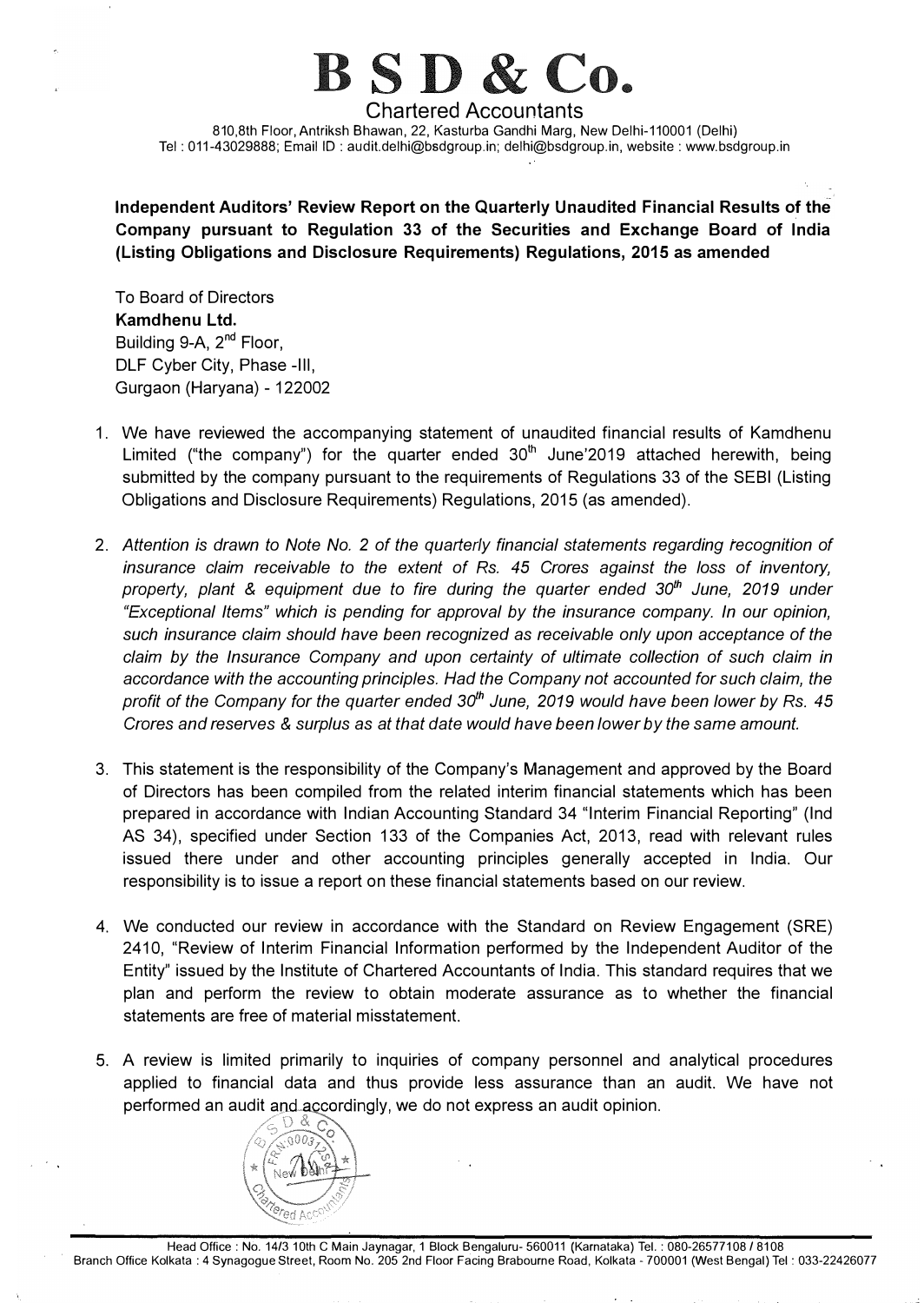# B S D & Co.

## Chartered Accountants

810,8th Floor, Antriksh Bhawan, 22, Kasturba Gandhi Marg, New Delhi-110001 (Delhi)
Tel : 011-43029888; Email ID : audit.delhi@bsdgroup.in; delhi@bsdgroup.in, website : www.bsdgroup.in

**Independent Auditors' Review Report on the Quarterly Unaudited Financial Results of the Company pursuant to Regulation 33 of the Securities and Exchange Board of India (Listing Obligations and Disclosure Requirements) Regulations, 2015 as amended**

To Board of Directors
**Kamdhenu Ltd.**
Building 9-A, 2nd Floor,
DLF Cyber City, Phase -III,
Gurgaon (Haryana) - 122002

1. We have reviewed the accompanying statement of unaudited financial results of Kamdhenu Limited ("the company") for the quarter ended 30th June'2019 attached herewith, being submitted by the company pursuant to the requirements of Regulations 33 of the SEBI (Listing Obligations and Disclosure Requirements) Regulations, 2015 (as amended).

2. *Attention is drawn to Note No. 2 of the quarterly financial statements regarding recognition of insurance claim receivable to the extent of Rs. 45 Crores against the loss of inventory, property, plant & equipment due to fire during the quarter ended 30th June, 2019 under "Exceptional Items" which is pending for approval by the insurance company. In our opinion, such insurance claim should have been recognized as receivable only upon acceptance of the claim by the Insurance Company and upon certainty of ultimate collection of such claim in accordance with the accounting principles. Had the Company not accounted for such claim, the profit of the Company for the quarter ended 30th June, 2019 would have been lower by Rs. 45 Crores and reserves & surplus as at that date would have been lower by the same amount.*

3. This statement is the responsibility of the Company's Management and approved by the Board of Directors has been compiled from the related interim financial statements which has been prepared in accordance with Indian Accounting Standard 34 "Interim Financial Reporting" (Ind AS 34), specified under Section 133 of the Companies Act, 2013, read with relevant rules issued there under and other accounting principles generally accepted in India. Our responsibility is to issue a report on these financial statements based on our review.

4. We conducted our review in accordance with the Standard on Review Engagement (SRE) 2410, "Review of Interim Financial Information performed by the Independent Auditor of the Entity" issued by the Institute of Chartered Accountants of India. This standard requires that we plan and perform the review to obtain moderate assurance as to whether the financial statements are free of material misstatement.

5. A review is limited primarily to inquiries of company personnel and analytical procedures applied to financial data and thus provide less assurance than an audit. We have not performed an audit and accordingly, we do not express an audit opinion.

Head Office : No. 14/3 10th C Main Jaynagar, 1 Block Bengaluru- 560011 (Karnataka) Tel. : 080-26577108 / 8108
Branch Office Kolkata : 4 Synagogue Street, Room No. 205 2nd Floor Facing Brabourne Road, Kolkata - 700001 (West Bengal) Tel : 033-22426077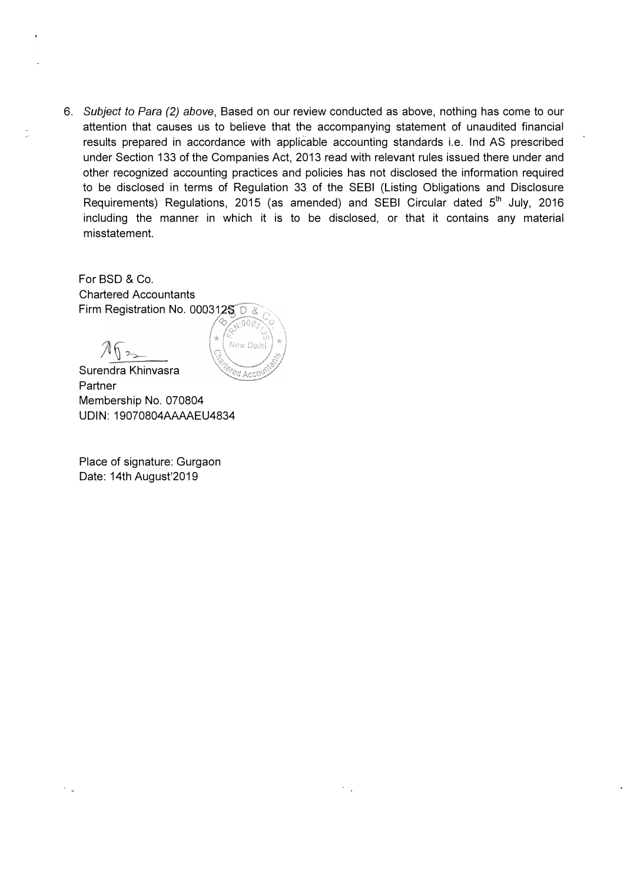6. *Subject to Para (2) above*, Based on our review conducted as above, nothing has come to our attention that causes us to believe that the accompanying statement of unaudited financial results prepared in accordance with applicable accounting standards i.e. Ind AS prescribed under Section 133 of the Companies Act, 2013 read with relevant rules issued there under and other recognized accounting practices and policies has not disclosed the information required to be disclosed in terms of Regulation 33 of the SEBI (Listing Obligations and Disclosure Requirements) Regulations, 2015 (as amended) and SEBI Circular dated 5th July, 2016 including the manner in which it is to be disclosed, or that it contains any material misstatement.

For BSD & Co.
Chartered Accountants
Firm Registration No. 000312S

Surendra Khinvasra
Partner
Membership No. 070804
UDIN: 19070804AAAAEU4834

Place of signature: Gurgaon
Date: 14th August'2019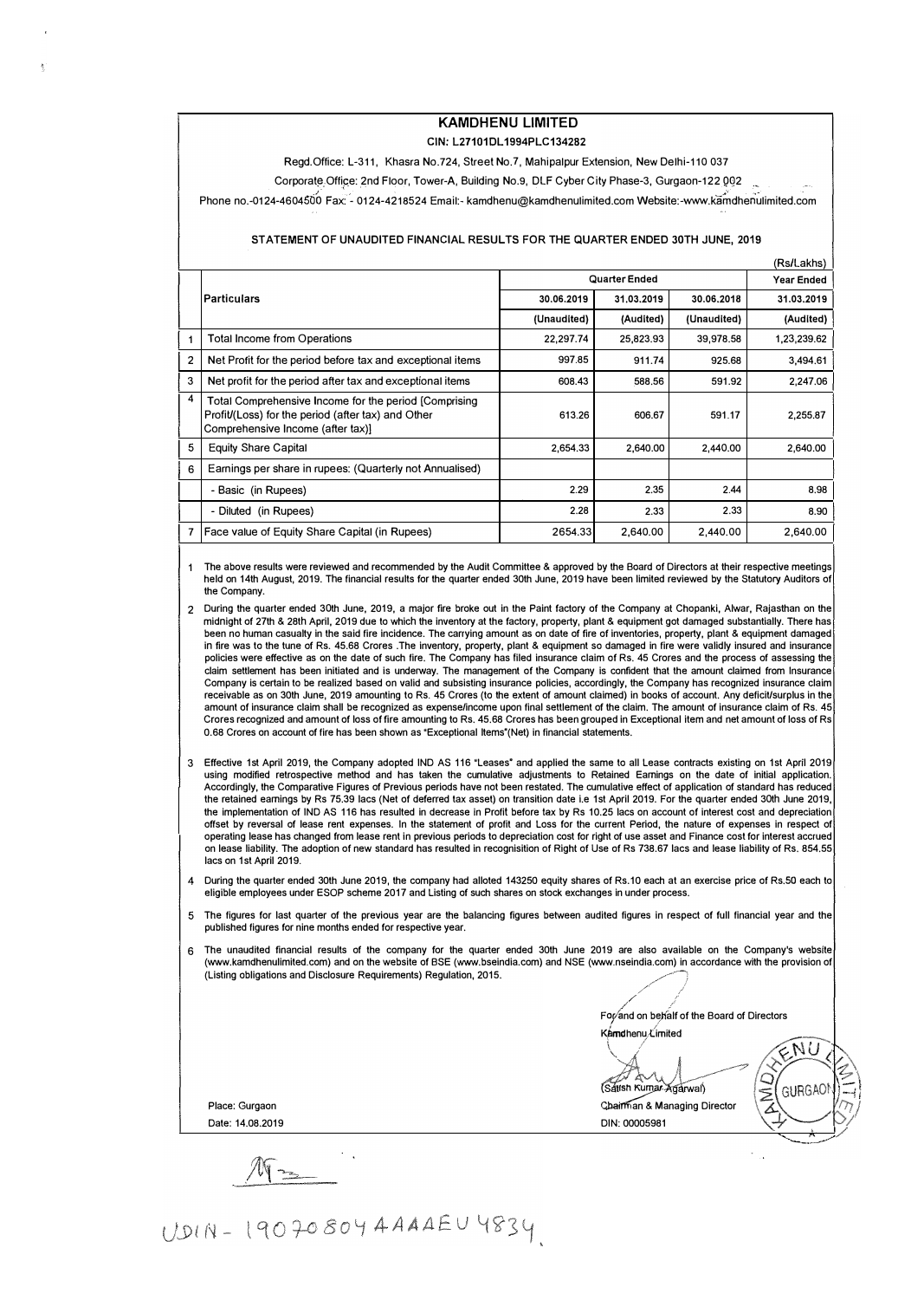# KAMDHENU LIMITED

**CIN: L27101DL1994PLC134282**

Regd.Office: L-311, Khasra No.724, Street No.7, Mahipalpur Extension, New Delhi-110 037

Corporate Office: 2nd Floor, Tower-A, Building No.9, DLF Cyber City Phase-3, Gurgaon-122 002

Phone no.-0124-4604500 Fax: - 0124-4218524 Email:- kamdhenu@kamdhenulimited.com Website:-www.kamdhenulimited.com

**STATEMENT OF UNAUDITED FINANCIAL RESULTS FOR THE QUARTER ENDED 30TH JUNE, 2019**

(Rs/Lakhs)

| | Particulars | Quarter Ended | | | Year Ended |
|---|---|---|---|---|---|
| | | 30.06.2019 | 31.03.2019 | 30.06.2018 | 31.03.2019 |
| | | (Unaudited) | (Audited) | (Unaudited) | (Audited) |
| 1 | Total Income from Operations | 22,297.74 | 25,823.93 | 39,978.58 | 1,23,239.62 |
| 2 | Net Profit for the period before tax and exceptional items | 997.85 | 911.74 | 925.68 | 3,494.61 |
| 3 | Net profit for the period after tax and exceptional items | 608.43 | 588.56 | 591.92 | 2,247.06 |
| 4 | Total Comprehensive Income for the period [Comprising Profit/(Loss) for the period (after tax) and Other Comprehensive Income (after tax)] | 613.26 | 606.67 | 591.17 | 2,255.87 |
| 5 | Equity Share Capital | 2,654.33 | 2,640.00 | 2,440.00 | 2,640.00 |
| 6 | Earnings per share in rupees: (Quarterly not Annualised) | | | | |
| | - Basic (in Rupees) | 2.29 | 2.35 | 2.44 | 8.98 |
| | - Diluted (in Rupees) | 2.28 | 2.33 | 2.33 | 8.90 |
| 7 | Face value of Equity Share Capital (in Rupees) | 2654.33 | 2,640.00 | 2,440.00 | 2,640.00 |

1. The above results were reviewed and recommended by the Audit Committee & approved by the Board of Directors at their respective meetings held on 14th August, 2019. The financial results for the quarter ended 30th June, 2019 have been limited reviewed by the Statutory Auditors of the Company.

2. During the quarter ended 30th June, 2019, a major fire broke out in the Paint factory of the Company at Chopanki, Alwar, Rajasthan on the midnight of 27th & 28th April, 2019 due to which the inventory at the factory, property, plant & equipment got damaged substantially. There has been no human casualty in the said fire incidence. The carrying amount as on date of fire of inventories, property, plant & equipment damaged in fire was to the tune of Rs. 45.68 Crores .The inventory, property, plant & equipment so damaged in fire were validly insured and insurance policies were effective as on the date of such fire. The Company has filed insurance claim of Rs. 45 Crores and the process of assessing the claim settlement has been initiated and is underway. The management of the Company is confident that the amount claimed from Insurance Company is certain to be realized based on valid and subsisting insurance policies, accordingly, the Company has recognized insurance claim receivable as on 30th June, 2019 amounting to Rs. 45 Crores (to the extent of amount claimed) in books of account. Any deficit/surplus in the amount of insurance claim shall be recognized as expense/income upon final settlement of the claim. The amount of insurance claim of Rs. 45 Crores recognized and amount of loss of fire amounting to Rs. 45.68 Crores has been grouped in Exceptional item and net amount of loss of Rs 0.68 Crores on account of fire has been shown as "Exceptional Items"(Net) in financial statements.

3. Effective 1st April 2019, the Company adopted IND AS 116 "Leases" and applied the same to all Lease contracts existing on 1st April 2019 using modified retrospective method and has taken the cumulative adjustments to Retained Earnings on the date of initial application. Accordingly, the Comparative Figures of Previous periods have not been restated. The cumulative effect of application of standard has reduced the retained earnings by Rs 75.39 lacs (Net of deferred tax asset) on transition date i.e 1st April 2019. For the quarter ended 30th June 2019, the implementation of IND AS 116 has resulted in decrease in Profit before tax by Rs 10.25 lacs on account of interest cost and depreciation offset by reversal of lease rent expenses. In the statement of profit and Loss for the current Period, the nature of expenses in respect of operating lease has changed from lease rent in previous periods to depreciation cost for right of use asset and Finance cost for interest accrued on lease liability. The adoption of new standard has resulted in recognition of Right of Use of Rs 738.67 lacs and lease liability of Rs. 854.55 lacs on 1st April 2019.

4. During the quarter ended 30th June 2019, the company had alloted 143250 equity shares of Rs.10 each at an exercise price of Rs.50 each to eligible employees under ESOP scheme 2017 and Listing of such shares on stock exchanges in under process.

5. The figures for last quarter of the previous year are the balancing figures between audited figures in respect of full financial year and the published figures for nine months ended for respective year.

6. The unaudited financial results of the company for the quarter ended 30th June 2019 are also available on the Company's website (www.kamdhenulimited.com) and on the website of BSE (www.bseindia.com) and NSE (www.nseindia.com) in accordance with the provision of (Listing obligations and Disclosure Requirements) Regulation, 2015.

For and on behalf of the Board of Directors
Kamdhenu Limited

(Satish Kumar Agarwal)
Chairman & Managing Director
DIN: 00005981

Place: Gurgaon
Date: 14.08.2019

UDIN - 19070804AAAAEU4834